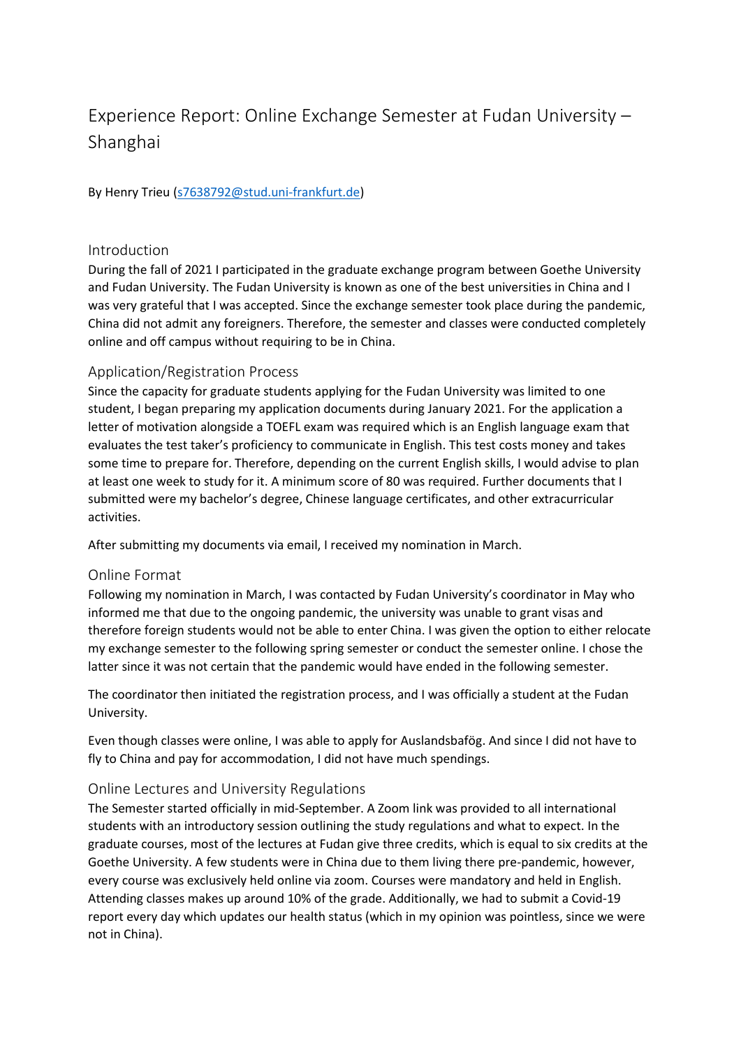# Experience Report: Online Exchange Semester at Fudan University – Shanghai

By Henry Trieu (s7638792@stud.uni-frankfurt.de)

## Introduction

During the fall of 2021 I participated in the graduate exchange program between Goethe University and Fudan University. The Fudan University is known as one of the best universities in China and I was very grateful that I was accepted. Since the exchange semester took place during the pandemic, China did not admit any foreigners. Therefore, the semester and classes were conducted completely online and off campus without requiring to be in China.

## Application/Registration Process

Since the capacity for graduate students applying for the Fudan University was limited to one student, I began preparing my application documents during January 2021. For the application a letter of motivation alongside a TOEFL exam was required which is an English language exam that evaluates the test taker's proficiency to communicate in English. This test costs money and takes some time to prepare for. Therefore, depending on the current English skills, I would advise to plan at least one week to study for it. A minimum score of 80 was required. Further documents that I submitted were my bachelor's degree, Chinese language certificates, and other extracurricular activities.

After submitting my documents via email, I received my nomination in March.

## Online Format

Following my nomination in March, I was contacted by Fudan University's coordinator in May who informed me that due to the ongoing pandemic, the university was unable to grant visas and therefore foreign students would not be able to enter China. I was given the option to either relocate my exchange semester to the following spring semester or conduct the semester online. I chose the latter since it was not certain that the pandemic would have ended in the following semester.

The coordinator then initiated the registration process, and I was officially a student at the Fudan University.

Even though classes were online, I was able to apply for Auslandsbafög. And since I did not have to fly to China and pay for accommodation, I did not have much spendings.

## Online Lectures and University Regulations

The Semester started officially in mid-September. A Zoom link was provided to all international students with an introductory session outlining the study regulations and what to expect. In the graduate courses, most of the lectures at Fudan give three credits, which is equal to six credits at the Goethe University. A few students were in China due to them living there pre-pandemic, however, every course was exclusively held online via zoom. Courses were mandatory and held in English. Attending classes makes up around 10% of the grade. Additionally, we had to submit a Covid-19 report every day which updates our health status (which in my opinion was pointless, since we were not in China).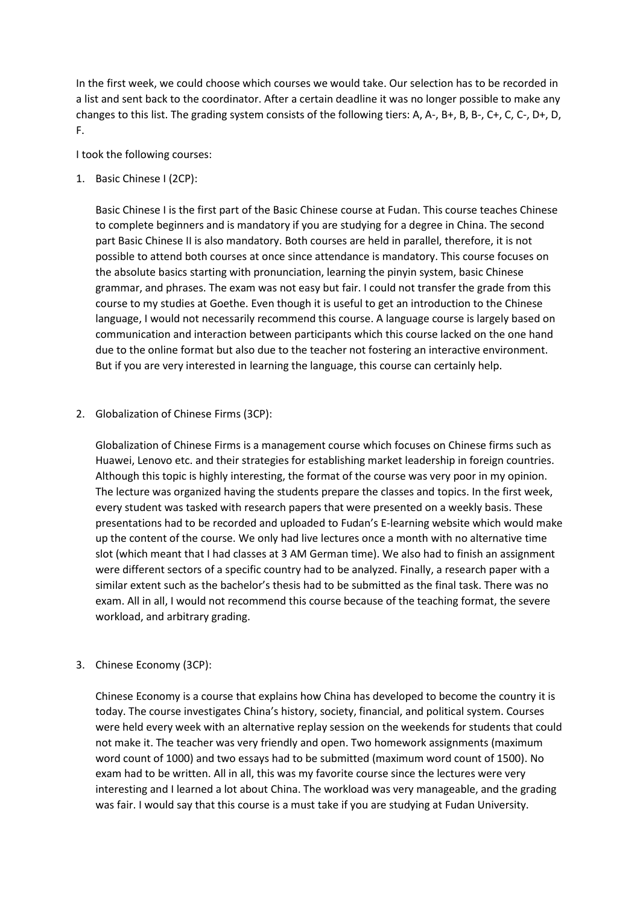In the first week, we could choose which courses we would take. Our selection has to be recorded in a list and sent back to the coordinator. After a certain deadline it was no longer possible to make any changes to this list. The grading system consists of the following tiers: A, A-, B+, B, B-, C+, C, C-, D+, D, F.

I took the following courses:

1. Basic Chinese I (2CP):

   Basic Chinese I is the first part of the Basic Chinese course at Fudan. This course teaches Chinese to complete beginners and is mandatory if you are studying for a degree in China. The second part Basic Chinese II is also mandatory. Both courses are held in parallel, therefore, it is not possible to attend both courses at once since attendance is mandatory. This course focuses on the absolute basics starting with pronunciation, learning the pinyin system, basic Chinese grammar, and phrases. The exam was not easy but fair. I could not transfer the grade from this course to my studies at Goethe. Even though it is useful to get an introduction to the Chinese language, I would not necessarily recommend this course. A language course is largely based on communication and interaction between participants which this course lacked on the one hand due to the online format but also due to the teacher not fostering an interactive environment. But if you are very interested in learning the language, this course can certainly help.

2. Globalization of Chinese Firms (3CP):

   Globalization of Chinese Firms is a management course which focuses on Chinese firms such as Huawei, Lenovo etc. and their strategies for establishing market leadership in foreign countries. Although this topic is highly interesting, the format of the course was very poor in my opinion. The lecture was organized having the students prepare the classes and topics. In the first week, every student was tasked with research papers that were presented on a weekly basis. These presentations had to be recorded and uploaded to Fudan's E-learning website which would make up the content of the course. We only had live lectures once a month with no alternative time slot (which meant that I had classes at 3 AM German time). We also had to finish an assignment were different sectors of a specific country had to be analyzed. Finally, a research paper with a similar extent such as the bachelor's thesis had to be submitted as the final task. There was no exam. All in all, I would not recommend this course because of the teaching format, the severe workload, and arbitrary grading.

3. Chinese Economy (3CP):

   Chinese Economy is a course that explains how China has developed to become the country it is today. The course investigates China's history, society, financial, and political system. Courses were held every week with an alternative replay session on the weekends for students that could not make it. The teacher was very friendly and open. Two homework assignments (maximum word count of 1000) and two essays had to be submitted (maximum word count of 1500). No exam had to be written. All in all, this was my favorite course since the lectures were very interesting and I learned a lot about China. The workload was very manageable, and the grading was fair. I would say that this course is a must take if you are studying at Fudan University.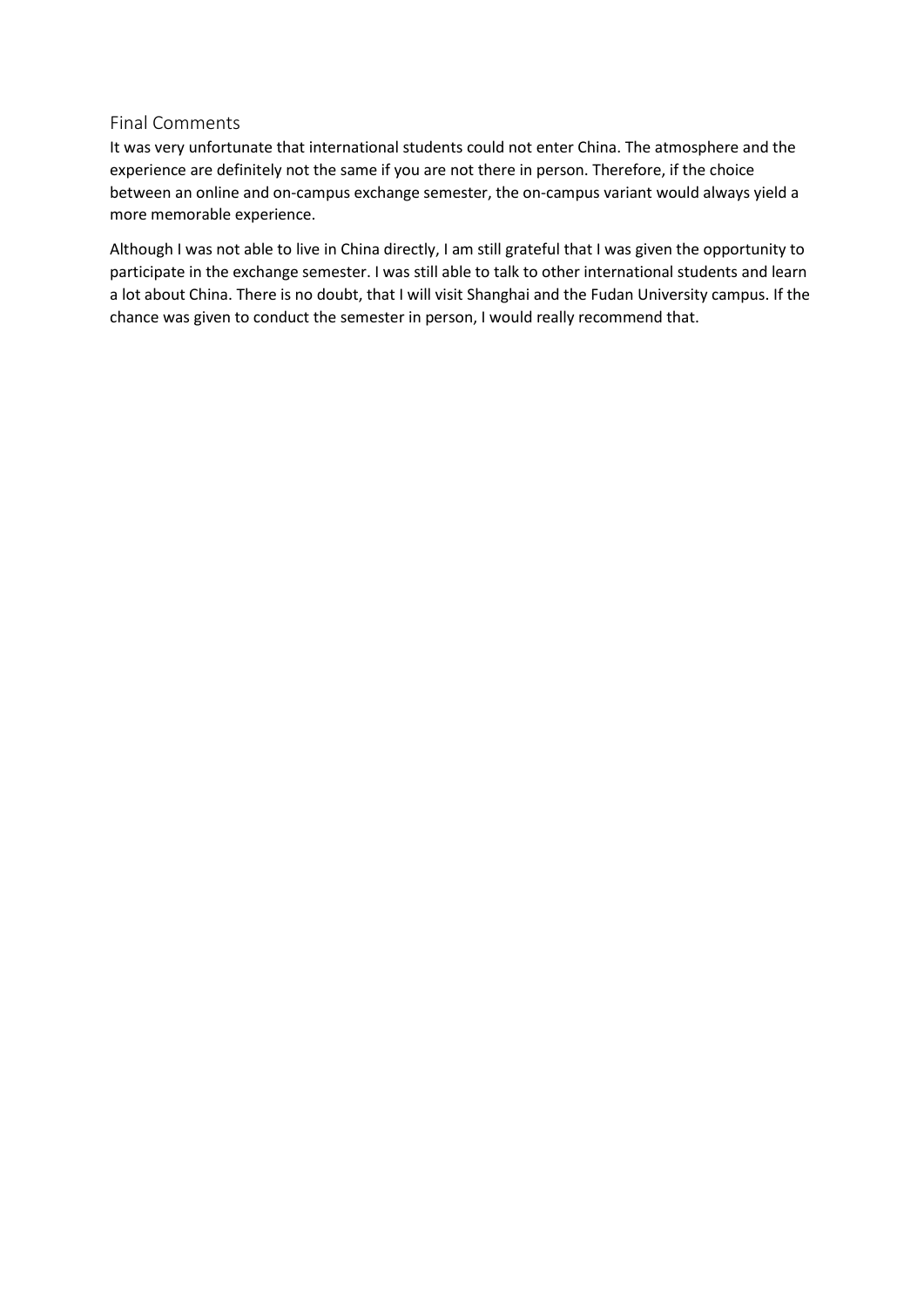## Final Comments

It was very unfortunate that international students could not enter China. The atmosphere and the experience are definitely not the same if you are not there in person. Therefore, if the choice between an online and on-campus exchange semester, the on-campus variant would always yield a more memorable experience.

Although I was not able to live in China directly, I am still grateful that I was given the opportunity to participate in the exchange semester. I was still able to talk to other international students and learn a lot about China. There is no doubt, that I will visit Shanghai and the Fudan University campus. If the chance was given to conduct the semester in person, I would really recommend that.